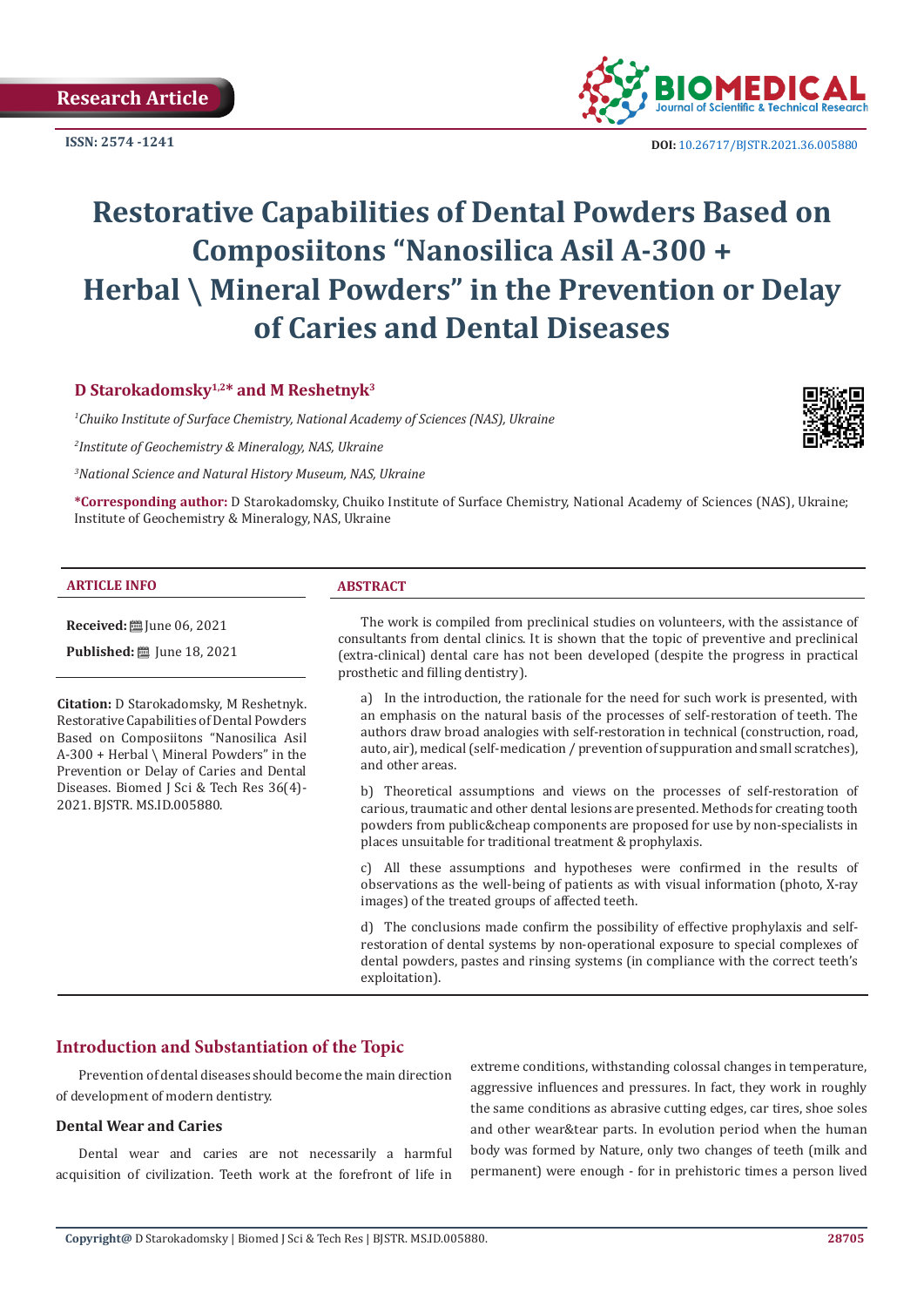Research Article

ISSN: 2574 -1241

DOI: 10.26717/BJSTR.2021.36.005880

# Restorative Capabilities of Dental Powders Based on Composiitons "Nanosilica Asil A-300 + Herbal \ Mineral Powders" in the Prevention or Delay of Caries and Dental Diseases

**D Starokadomsky[1,2]* and M Reshetnyk[3]**

[1]*Chuiko Institute of Surface Chemistry, National Academy of Sciences (NAS), Ukraine*

[2]*Institute of Geochemistry & Mineralogy, NAS, Ukraine*

[3]*National Science and Natural History Museum, NAS, Ukraine*

**\*Corresponding author:** D Starokadomsky, Chuiko Institute of Surface Chemistry, National Academy of Sciences (NAS), Ukraine; Institute of Geochemistry & Mineralogy, NAS, Ukraine

**ARTICLE INFO**

**Received:** June 06, 2021

**Published:** June 18, 2021

**Citation:** D Starokadomsky, M Reshetnyk. Restorative Capabilities of Dental Powders Based on Composiitons "Nanosilica Asil A-300 + Herbal \ Mineral Powders" in the Prevention or Delay of Caries and Dental Diseases. Biomed J Sci & Tech Res 36(4)-2021. BJSTR. MS.ID.005880.

**ABSTRACT**

The work is compiled from preclinical studies on volunteers, with the assistance of consultants from dental clinics. It is shown that the topic of preventive and preclinical (extra-clinical) dental care has not been developed (despite the progress in practical prosthetic and filling dentistry).

a) In the introduction, the rationale for the need for such work is presented, with an emphasis on the natural basis of the processes of self-restoration of teeth. The authors draw broad analogies with self-restoration in technical (construction, road, auto, air), medical (self-medication / prevention of suppuration and small scratches), and other areas.

b) Theoretical assumptions and views on the processes of self-restoration of carious, traumatic and other dental lesions are presented. Methods for creating tooth powders from public&cheap components are proposed for use by non-specialists in places unsuitable for traditional treatment & prophylaxis.

c) All these assumptions and hypotheses were confirmed in the results of observations as the well-being of patients as with visual information (photo, X-ray images) of the treated groups of affected teeth.

d) The conclusions made confirm the possibility of effective prophylaxis and self-restoration of dental systems by non-operational exposure to special complexes of dental powders, pastes and rinsing systems (in compliance with the correct teeth's exploitation).

## Introduction and Substantiation of the Topic

Prevention of dental diseases should become the main direction of development of modern dentistry.

### Dental Wear and Caries

Dental wear and caries are not necessarily a harmful acquisition of civilization. Teeth work at the forefront of life in extreme conditions, withstanding colossal changes in temperature, aggressive influences and pressures. In fact, they work in roughly the same conditions as abrasive cutting edges, car tires, shoe soles and other wear&tear parts. In evolution period when the human body was formed by Nature, only two changes of teeth (milk and permanent) were enough - for in prehistoric times a person lived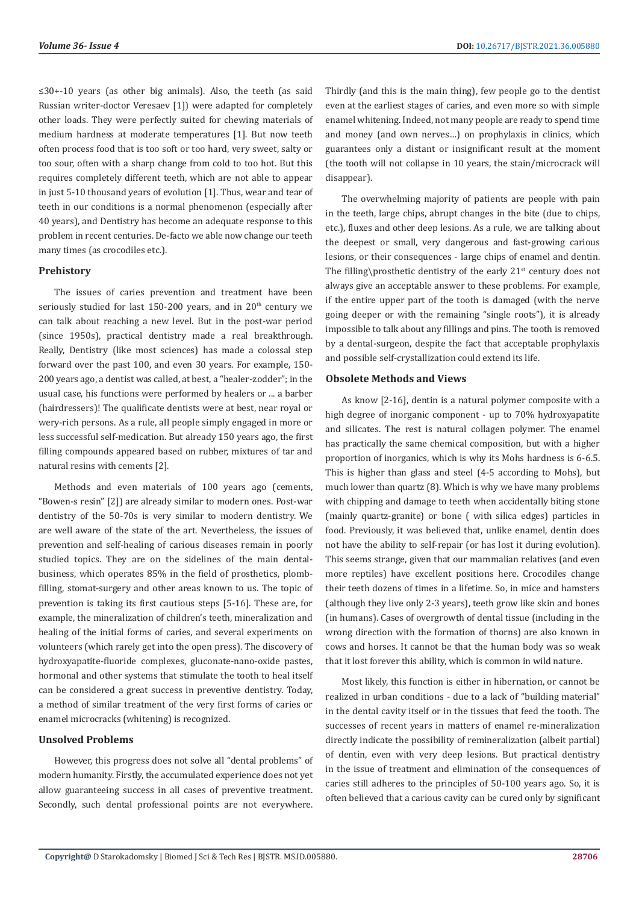≤30+-10 years (as other big animals). Also, the teeth (as said Russian writer-doctor Veresaev [1]) were adapted for completely other loads. They were perfectly suited for chewing materials of medium hardness at moderate temperatures [1]. But now teeth often process food that is too soft or too hard, very sweet, salty or too sour, often with a sharp change from cold to too hot. But this requires completely different teeth, which are not able to appear in just 5-10 thousand years of evolution [1]. Thus, wear and tear of teeth in our conditions is a normal phenomenon (especially after 40 years), and Dentistry has become an adequate response to this problem in recent centuries. De-facto we able now change our teeth many times (as crocodiles etc.).

## Prehistory

The issues of caries prevention and treatment have been seriously studied for last 150-200 years, and in 20th century we can talk about reaching a new level. But in the post-war period (since 1950s), practical dentistry made a real breakthrough. Really, Dentistry (like most sciences) has made a colossal step forward over the past 100, and even 30 years. For example, 150-200 years ago, a dentist was called, at best, a "healer-zodder"; in the usual case, his functions were performed by healers or ... a barber (hairdressers)! The qualificate dentists were at best, near royal or wery-rich persons. As a rule, all people simply engaged in more or less successful self-medication. But already 150 years ago, the first filling compounds appeared based on rubber, mixtures of tar and natural resins with cements [2].

Methods and even materials of 100 years ago (cements, "Bowen-s resin" [2]) are already similar to modern ones. Post-war dentistry of the 50-70s is very similar to modern dentistry. We are well aware of the state of the art. Nevertheless, the issues of prevention and self-healing of carious diseases remain in poorly studied topics. They are on the sidelines of the main dental-business, which operates 85% in the field of prosthetics, plomb-filling, stomat-surgery and other areas known to us. The topic of prevention is taking its first cautious steps [5-16]. These are, for example, the mineralization of children's teeth, mineralization and healing of the initial forms of caries, and several experiments on volunteers (which rarely get into the open press). The discovery of hydroxyapatite-fluoride complexes, gluconate-nano-oxide pastes, hormonal and other systems that stimulate the tooth to heal itself can be considered a great success in preventive dentistry. Today, a method of similar treatment of the very first forms of caries or enamel microcracks (whitening) is recognized.

## Unsolved Problems

However, this progress does not solve all "dental problems" of modern humanity. Firstly, the accumulated experience does not yet allow guaranteeing success in all cases of preventive treatment. Secondly, such dental professional points are not everywhere. Thirdly (and this is the main thing), few people go to the dentist even at the earliest stages of caries, and even more so with simple enamel whitening. Indeed, not many people are ready to spend time and money (and own nerves…) on prophylaxis in clinics, which guarantees only a distant or insignificant result at the moment (the tooth will not collapse in 10 years, the stain/microcrack will disappear).

The overwhelming majority of patients are people with pain in the teeth, large chips, abrupt changes in the bite (due to chips, etc.), fluxes and other deep lesions. As a rule, we are talking about the deepest or small, very dangerous and fast-growing carious lesions, or their consequences - large chips of enamel and dentin. The filling\prosthetic dentistry of the early 21st century does not always give an acceptable answer to these problems. For example, if the entire upper part of the tooth is damaged (with the nerve going deeper or with the remaining "single roots"), it is already impossible to talk about any fillings and pins. The tooth is removed by a dental-surgeon, despite the fact that acceptable prophylaxis and possible self-crystallization could extend its life.

## Obsolete Methods and Views

As know [2-16], dentin is a natural polymer composite with a high degree of inorganic component - up to 70% hydroxyapatite and silicates. The rest is natural collagen polymer. The enamel has practically the same chemical composition, but with a higher proportion of inorganics, which is why its Mohs hardness is 6-6.5. This is higher than glass and steel (4-5 according to Mohs), but much lower than quartz (8). Which is why we have many problems with chipping and damage to teeth when accidentally biting stone (mainly quartz-granite) or bone ( with silica edges) particles in food. Previously, it was believed that, unlike enamel, dentin does not have the ability to self-repair (or has lost it during evolution). This seems strange, given that our mammalian relatives (and even more reptiles) have excellent positions here. Crocodiles change their teeth dozens of times in a lifetime. So, in mice and hamsters (although they live only 2-3 years), teeth grow like skin and bones (in humans). Cases of overgrowth of dental tissue (including in the wrong direction with the formation of thorns) are also known in cows and horses. It cannot be that the human body was so weak that it lost forever this ability, which is common in wild nature.

Most likely, this function is either in hibernation, or cannot be realized in urban conditions - due to a lack of "building material" in the dental cavity itself or in the tissues that feed the tooth. The successes of recent years in matters of enamel re-mineralization directly indicate the possibility of remineralization (albeit partial) of dentin, even with very deep lesions. But practical dentistry in the issue of treatment and elimination of the consequences of caries still adheres to the principles of 50-100 years ago. So, it is often believed that a carious cavity can be cured only by significant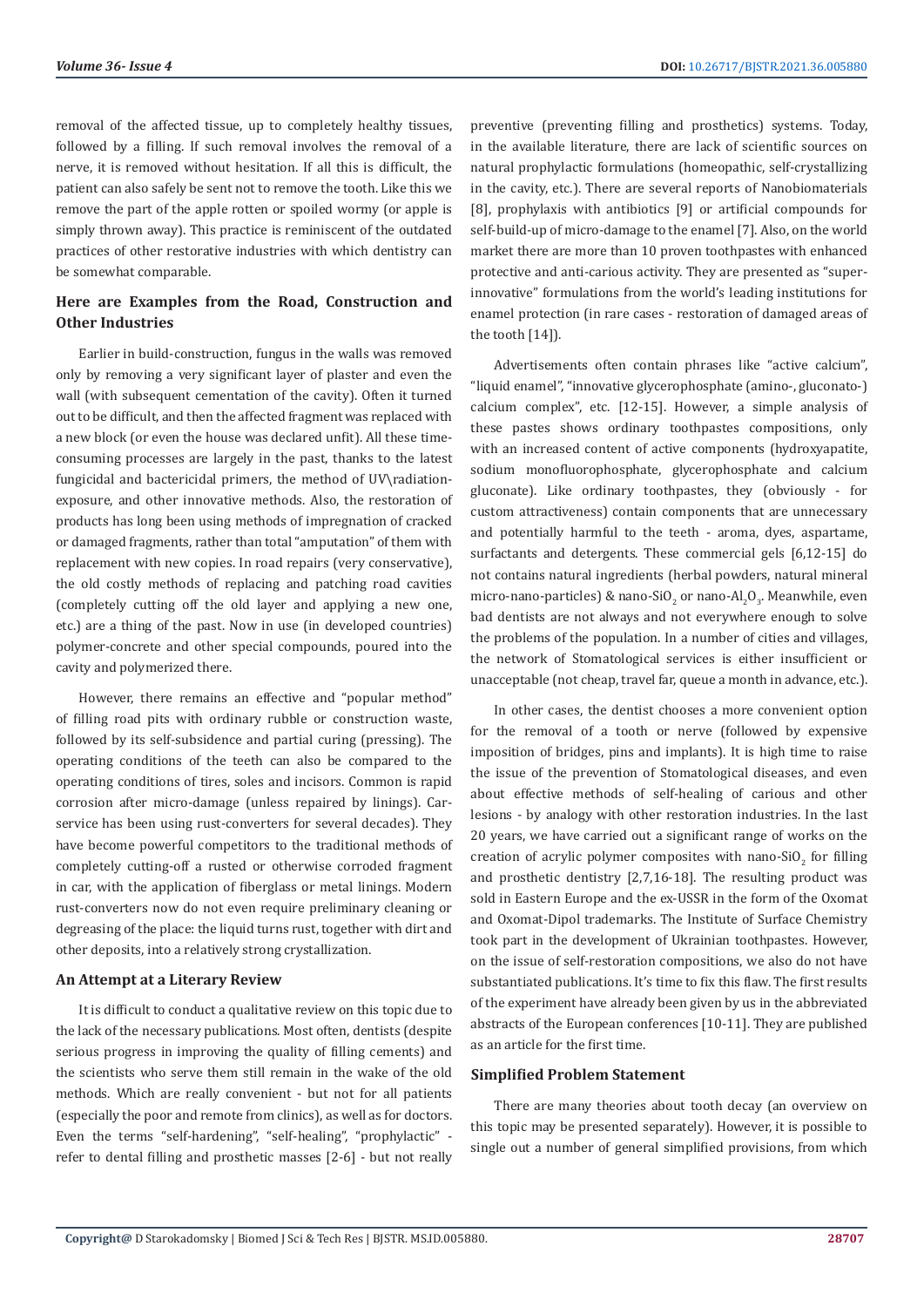removal of the affected tissue, up to completely healthy tissues, followed by a filling. If such removal involves the removal of a nerve, it is removed without hesitation. If all this is difficult, the patient can also safely be sent not to remove the tooth. Like this we remove the part of the apple rotten or spoiled wormy (or apple is simply thrown away). This practice is reminiscent of the outdated practices of other restorative industries with which dentistry can be somewhat comparable.

## Here are Examples from the Road, Construction and Other Industries

Earlier in build-construction, fungus in the walls was removed only by removing a very significant layer of plaster and even the wall (with subsequent cementation of the cavity). Often it turned out to be difficult, and then the affected fragment was replaced with a new block (or even the house was declared unfit). All these time-consuming processes are largely in the past, thanks to the latest fungicidal and bactericidal primers, the method of UV\radiation-exposure, and other innovative methods. Also, the restoration of products has long been using methods of impregnation of cracked or damaged fragments, rather than total "amputation" of them with replacement with new copies. In road repairs (very conservative), the old costly methods of replacing and patching road cavities (completely cutting off the old layer and applying a new one, etc.) are a thing of the past. Now in use (in developed countries) polymer-concrete and other special compounds, poured into the cavity and polymerized there.

However, there remains an effective and "popular method" of filling road pits with ordinary rubble or construction waste, followed by its self-subsidence and partial curing (pressing). The operating conditions of the teeth can also be compared to the operating conditions of tires, soles and incisors. Common is rapid corrosion after micro-damage (unless repaired by linings). Car-service has been using rust-converters for several decades). They have become powerful competitors to the traditional methods of completely cutting-off a rusted or otherwise corroded fragment in car, with the application of fiberglass or metal linings. Modern rust-converters now do not even require preliminary cleaning or degreasing of the place: the liquid turns rust, together with dirt and other deposits, into a relatively strong crystallization.

## An Attempt at a Literary Review

It is difficult to conduct a qualitative review on this topic due to the lack of the necessary publications. Most often, dentists (despite serious progress in improving the quality of filling cements) and the scientists who serve them still remain in the wake of the old methods. Which are really convenient - but not for all patients (especially the poor and remote from clinics), as well as for doctors. Even the terms "self-hardening", "self-healing", "prophylactic" - refer to dental filling and prosthetic masses [2-6] - but not really preventive (preventing filling and prosthetics) systems. Today, in the available literature, there are lack of scientific sources on natural prophylactic formulations (homeopathic, self-crystallizing in the cavity, etc.). There are several reports of Nanobiomaterials [8], prophylaxis with antibiotics [9] or artificial compounds for self-build-up of micro-damage to the enamel [7]. Also, on the world market there are more than 10 proven toothpastes with enhanced protective and anti-carious activity. They are presented as "super-innovative" formulations from the world's leading institutions for enamel protection (in rare cases - restoration of damaged areas of the tooth [14]).

Advertisements often contain phrases like "active calcium", "liquid enamel", "innovative glycerophosphate (amino-, gluconato-) calcium complex", etc. [12-15]. However, a simple analysis of these pastes shows ordinary toothpastes compositions, only with an increased content of active components (hydroxyapatite, sodium monofluorophosphate, glycerophosphate and calcium gluconate). Like ordinary toothpastes, they (obviously - for custom attractiveness) contain components that are unnecessary and potentially harmful to the teeth - aroma, dyes, aspartame, surfactants and detergents. These commercial gels [6,12-15] do not contains natural ingredients (herbal powders, natural mineral micro-nano-particles) & nano-$SiO_2$ or nano-$Al_2O_3$. Meanwhile, even bad dentists are not always and not everywhere enough to solve the problems of the population. In a number of cities and villages, the network of Stomatological services is either insufficient or unacceptable (not cheap, travel far, queue a month in advance, etc.).

In other cases, the dentist chooses a more convenient option for the removal of a tooth or nerve (followed by expensive imposition of bridges, pins and implants). It is high time to raise the issue of the prevention of Stomatological diseases, and even about effective methods of self-healing of carious and other lesions - by analogy with other restoration industries. In the last 20 years, we have carried out a significant range of works on the creation of acrylic polymer composites with nano-$SiO_2$ for filling and prosthetic dentistry [2,7,16-18]. The resulting product was sold in Eastern Europe and the ex-USSR in the form of the Oxomat and Oxomat-Dipol trademarks. The Institute of Surface Chemistry took part in the development of Ukrainian toothpastes. However, on the issue of self-restoration compositions, we also do not have substantiated publications. It's time to fix this flaw. The first results of the experiment have already been given by us in the abbreviated abstracts of the European conferences [10-11]. They are published as an article for the first time.

## Simplified Problem Statement

There are many theories about tooth decay (an overview on this topic may be presented separately). However, it is possible to single out a number of general simplified provisions, from which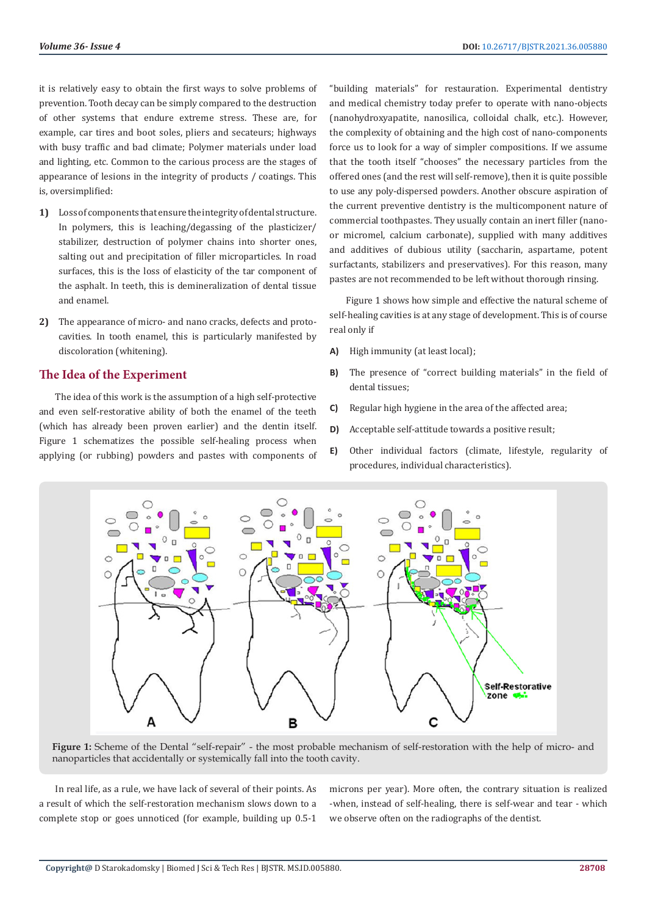it is relatively easy to obtain the first ways to solve problems of prevention. Tooth decay can be simply compared to the destruction of other systems that endure extreme stress. These are, for example, car tires and boot soles, pliers and secateurs; highways with busy traffic and bad climate; Polymer materials under load and lighting, etc. Common to the carious process are the stages of appearance of lesions in the integrity of products / coatings. This is, oversimplified:

1) Loss of components that ensure the integrity of dental structure. In polymers, this is leaching/degassing of the plasticizer/stabilizer, destruction of polymer chains into shorter ones, salting out and precipitation of filler microparticles. In road surfaces, this is the loss of elasticity of the tar component of the asphalt. In teeth, this is demineralization of dental tissue and enamel.

2) The appearance of micro- and nano cracks, defects and proto-cavities. In tooth enamel, this is particularly manifested by discoloration (whitening).

## The Idea of the Experiment

The idea of this work is the assumption of a high self-protective and even self-restorative ability of both the enamel of the teeth (which has already been proven earlier) and the dentin itself. Figure 1 schematizes the possible self-healing process when applying (or rubbing) powders and pastes with components of "building materials" for restauration. Experimental dentistry and medical chemistry today prefer to operate with nano-objects (nanohydroxyapatite, nanosilica, colloidal chalk, etc.). However, the complexity of obtaining and the high cost of nano-components force us to look for a way of simpler compositions. If we assume that the tooth itself "chooses" the necessary particles from the offered ones (and the rest will self-remove), then it is quite possible to use any poly-dispersed powders. Another obscure aspiration of the current preventive dentistry is the multicomponent nature of commercial toothpastes. They usually contain an inert filler (nano- or micromel, calcium carbonate), supplied with many additives and additives of dubious utility (saccharin, aspartame, potent surfactants, stabilizers and preservatives). For this reason, many pastes are not recommended to be left without thorough rinsing.

Figure 1 shows how simple and effective the natural scheme of self-healing cavities is at any stage of development. This is of course real only if

A) High immunity (at least local);

B) The presence of "correct building materials" in the field of dental tissues;

C) Regular high hygiene in the area of the affected area;

D) Acceptable self-attitude towards a positive result;

E) Other individual factors (climate, lifestyle, regularity of procedures, individual characteristics).

**Figure 1:** Scheme of the Dental "self-repair" - the most probable mechanism of self-restoration with the help of micro- and nanoparticles that accidentally or systemically fall into the tooth cavity.

In real life, as a rule, we have lack of several of their points. As a result of which the self-restoration mechanism slows down to a complete stop or goes unnoticed (for example, building up 0.5-1 microns per year). More often, the contrary situation is realized -when, instead of self-healing, there is self-wear and tear - which we observe often on the radiographs of the dentist.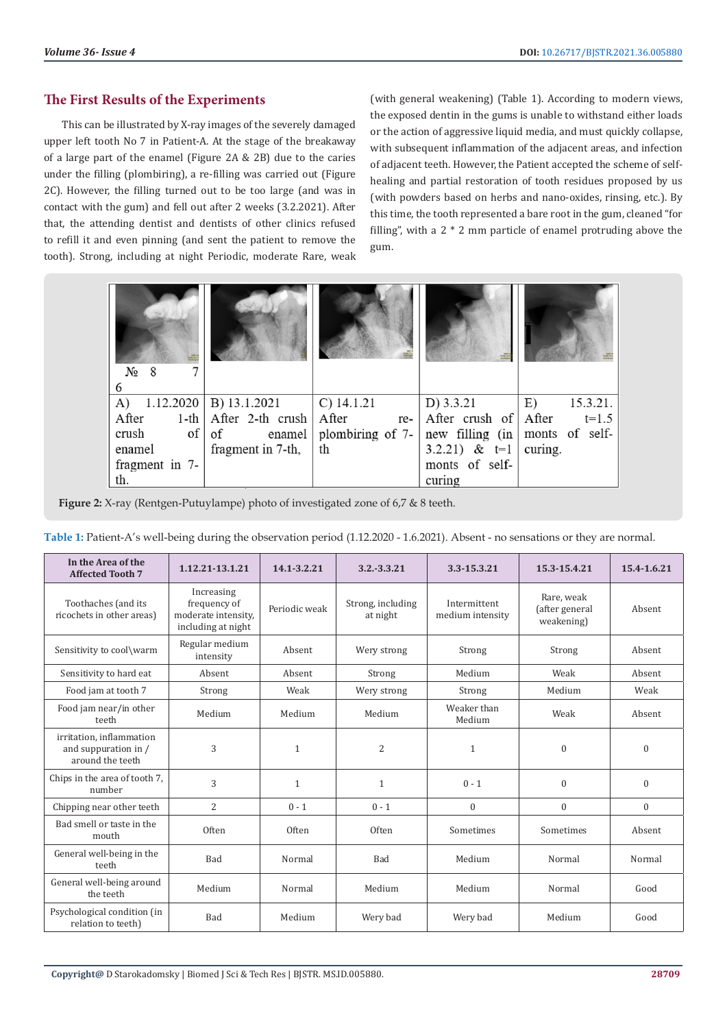## The First Results of the Experiments

This can be illustrated by X-ray images of the severely damaged upper left tooth No 7 in Patient-A. At the stage of the breakaway of a large part of the enamel (Figure 2A & 2B) due to the caries under the filling (plombiring), a re-filling was carried out (Figure 2C). However, the filling turned out to be too large (and was in contact with the gum) and fell out after 2 weeks (3.2.2021). After that, the attending dentist and dentists of other clinics refused to refill it and even pinning (and sent the patient to remove the tooth). Strong, including at night Periodic, moderate Rare, weak (with general weakening) (Table 1). According to modern views, the exposed dentin in the gums is unable to withstand either loads or the action of aggressive liquid media, and must quickly collapse, with subsequent inflammation of the adjacent areas, and infection of adjacent teeth. However, the Patient accepted the scheme of self-healing and partial restoration of tooth residues proposed by us (with powders based on herbs and nano-oxides, rinsing, etc.). By this time, the tooth represented a bare root in the gum, cleaned "for filling", with a 2 * 2 mm particle of enamel protruding above the gum.

| № 8 7 6 | | | | |
|---|---|---|---|---|
| A) 1.12.2020 After 1-th crush of enamel fragment in 7-th. | B) 13.1.2021 After 2-th crush of enamel fragment in 7-th, | C) 14.1.21 After re-plombiring of 7-th | D) 3.3.21 After crush of new filling (in 3.2.21) & t=1 monts of self-curing | E) 15.3.21. After t=1.5 monts of self-curing. |

**Figure 2:** X-ray (Rentgen-Putuylampe) photo of investigated zone of 6,7 & 8 teeth.

**Table 1:** Patient-A's well-being during the observation period (1.12.2020 - 1.6.2021). Absent - no sensations or they are normal.

| In the Area of the Affected Tooth 7 | 1.12.21-13.1.21 | 14.1-3.2.21 | 3.2.-3.3.21 | 3.3-15.3.21 | 15.3-15.4.21 | 15.4-1.6.21 |
|---|---|---|---|---|---|---|
| Toothaches (and its ricochets in other areas) | Increasing frequency of moderate intensity, including at night | Periodic weak | Strong, including at night | Intermittent medium intensity | Rare, weak (after general weakening) | Absent |
| Sensitivity to cool\warm | Regular medium intensity | Absent | Wery strong | Strong | Strong | Absent |
| Sensitivity to hard eat | Absent | Absent | Strong | Medium | Weak | Absent |
| Food jam at tooth 7 | Strong | Weak | Wery strong | Strong | Medium | Weak |
| Food jam near/in other teeth | Medium | Medium | Medium | Weaker than Medium | Weak | Absent |
| irritation, inflammation and suppuration in / around the teeth | 3 | 1 | 2 | 1 | 0 | 0 |
| Chips in the area of tooth 7, number | 3 | 1 | 1 | 0 - 1 | 0 | 0 |
| Chipping near other teeth | 2 | 0 - 1 | 0 - 1 | 0 | 0 | 0 |
| Bad smell or taste in the mouth | Often | Often | Often | Sometimes | Sometimes | Absent |
| General well-being in the teeth | Bad | Normal | Bad | Medium | Normal | Normal |
| General well-being around the teeth | Medium | Normal | Medium | Medium | Normal | Good |
| Psychological condition (in relation to teeth) | Bad | Medium | Wery bad | Wery bad | Medium | Good |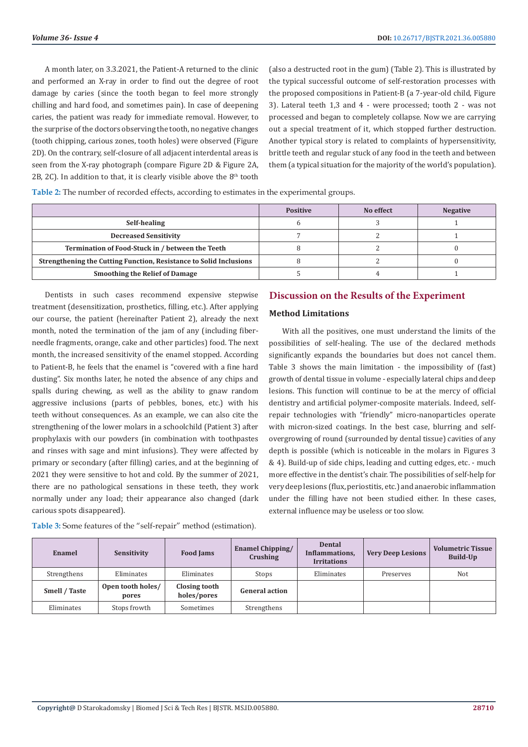A month later, on 3.3.2021, the Patient-A returned to the clinic and performed an X-ray in order to find out the degree of root damage by caries (since the tooth began to feel more strongly chilling and hard food, and sometimes pain). In case of deepening caries, the patient was ready for immediate removal. However, to the surprise of the doctors observing the tooth, no negative changes (tooth chipping, carious zones, tooth holes) were observed (Figure 2D). On the contrary, self-closure of all adjacent interdental areas is seen from the X-ray photograph (compare Figure 2D & Figure 2A, 2B, 2C). In addition to that, it is clearly visible above the 8th tooth (also a destructed root in the gum) (Table 2). This is illustrated by the typical successful outcome of self-restoration processes with the proposed compositions in Patient-B (a 7-year-old child, Figure 3). Lateral teeth 1,3 and 4 - were processed; tooth 2 - was not processed and began to completely collapse. Now we are carrying out a special treatment of it, which stopped further destruction. Another typical story is related to complaints of hypersensitivity, brittle teeth and regular stuck of any food in the teeth and between them (a typical situation for the majority of the world's population).

**Table 2:** The number of recorded effects, according to estimates in the experimental groups.

| | Positive | No effect | Negative |
|---|---|---|---|
| **Self-healing** | 6 | 3 | 1 |
| **Decreased Sensitivity** | 7 | 2 | 1 |
| **Termination of Food-Stuck in / between the Teeth** | 8 | 2 | 0 |
| **Strengthening the Cutting Function, Resistance to Solid Inclusions** | 8 | 2 | 0 |
| **Smoothing the Relief of Damage** | 5 | 4 | 1 |

Dentists in such cases recommend expensive stepwise treatment (desensitization, prosthetics, filling, etc.). After applying our course, the patient (hereinafter Patient 2), already the next month, noted the termination of the jam of any (including fiber-needle fragments, orange, cake and other particles) food. The next month, the increased sensitivity of the enamel stopped. According to Patient-B, he feels that the enamel is "covered with a fine hard dusting". Six months later, he noted the absence of any chips and spalls during chewing, as well as the ability to gnaw random aggressive inclusions (parts of pebbles, bones, etc.) with his teeth without consequences. As an example, we can also cite the strengthening of the lower molars in a schoolchild (Patient 3) after prophylaxis with our powders (in combination with toothpastes and rinses with sage and mint infusions). They were affected by primary or secondary (after filling) caries, and at the beginning of 2021 they were sensitive to hot and cold. By the summer of 2021, there are no pathological sensations in these teeth, they work normally under any load; their appearance also changed (dark carious spots disappeared).

## Discussion on the Results of the Experiment

### Method Limitations

With all the positives, one must understand the limits of the possibilities of self-healing. The use of the declared methods significantly expands the boundaries but does not cancel them. Table 3 shows the main limitation - the impossibility of (fast) growth of dental tissue in volume - especially lateral chips and deep lesions. This function will continue to be at the mercy of official dentistry and artificial polymer-composite materials. Indeed, self-repair technologies with "friendly" micro-nanoparticles operate with micron-sized coatings. In the best case, blurring and self-overgrowing of round (surrounded by dental tissue) cavities of any depth is possible (which is noticeable in the molars in Figures 3 & 4). Build-up of side chips, leading and cutting edges, etc. - much more effective in the dentist's chair. The possibilities of self-help for very deep lesions (flux, periostitis, etc.) and anaerobic inflammation under the filling have not been studied either. In these cases, external influence may be useless or too slow.

**Table 3:** Some features of the "self-repair" method (estimation).

| **Enamel** | **Sensitivity** | **Food Jams** | **Enamel Chipping/ Crushing** | **Dental Inflammations, Irritations** | **Very Deep Lesions** | **Volumetric Tissue Build-Up** |
|---|---|---|---|---|---|---|
| Strengthens | Eliminates | Eliminates | Stops | Eliminates | Preserves | Not |
| **Smell / Taste** | **Open tooth holes/ pores** | **Closing tooth holes/pores** | **General action** | | | |
| Eliminates | Stops frowth | Sometimes | Strengthens | | | |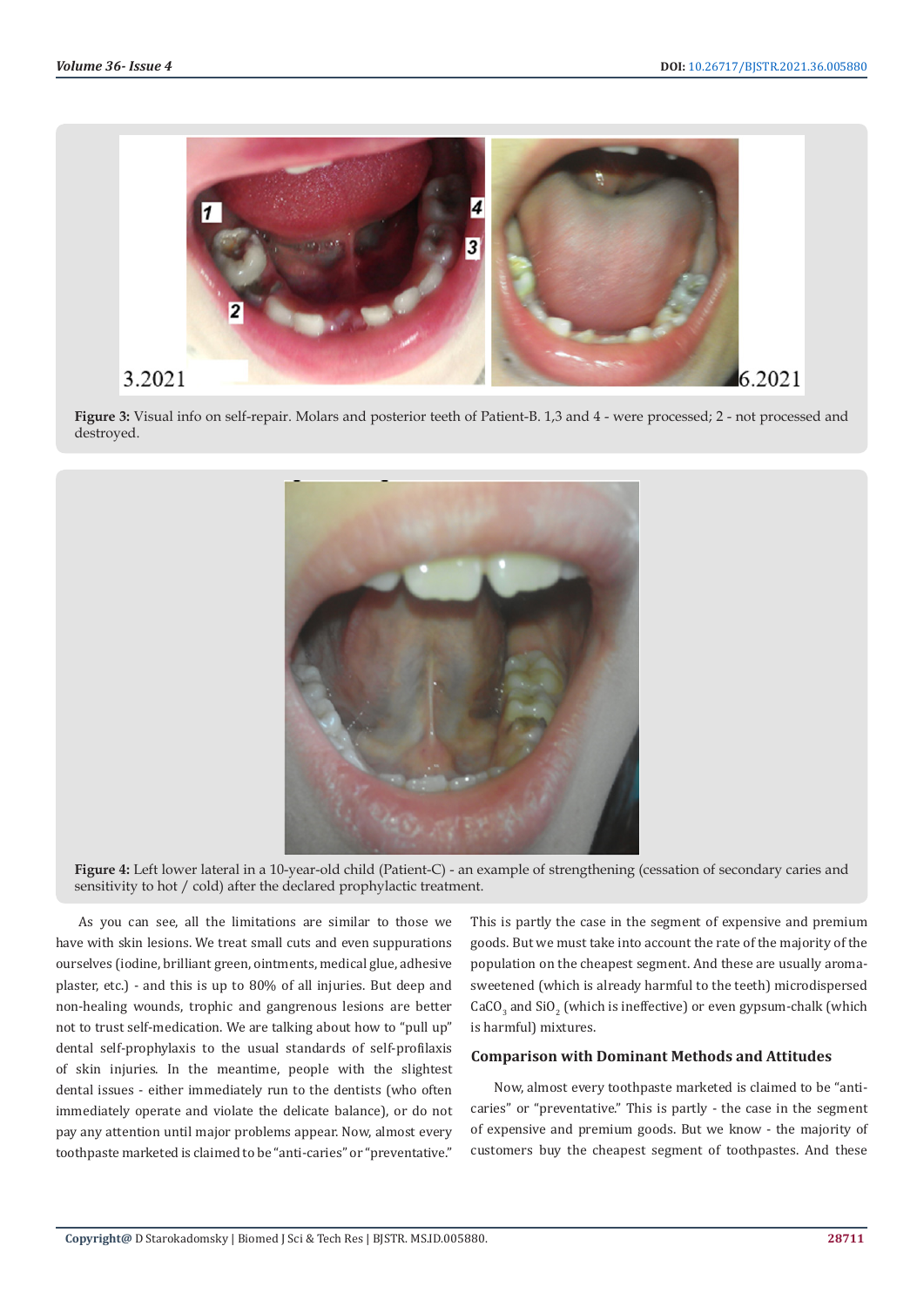Figure 3: Visual info on self-repair. Molars and posterior teeth of Patient-B. 1,3 and 4 - were processed; 2 - not processed and destroyed.

Figure 4: Left lower lateral in a 10-year-old child (Patient-C) - an example of strengthening (cessation of secondary caries and sensitivity to hot / cold) after the declared prophylactic treatment.

As you can see, all the limitations are similar to those we have with skin lesions. We treat small cuts and even suppurations ourselves (iodine, brilliant green, ointments, medical glue, adhesive plaster, etc.) - and this is up to 80% of all injuries. But deep and non-healing wounds, trophic and gangrenous lesions are better not to trust self-medication. We are talking about how to "pull up" dental self-prophylaxis to the usual standards of self-profilaxis of skin injuries. In the meantime, people with the slightest dental issues - either immediately run to the dentists (who often immediately operate and violate the delicate balance), or do not pay any attention until major problems appear. Now, almost every toothpaste marketed is claimed to be "anti-caries" or "preventative." This is partly the case in the segment of expensive and premium goods. But we must take into account the rate of the majority of the population on the cheapest segment. And these are usually aroma-sweetened (which is already harmful to the teeth) microdispersed $CaCO_3$ and $SiO_2$ (which is ineffective) or even gypsum-chalk (which is harmful) mixtures.

## Comparison with Dominant Methods and Attitudes

Now, almost every toothpaste marketed is claimed to be "anti-caries" or "preventative." This is partly - the case in the segment of expensive and premium goods. But we know - the majority of customers buy the cheapest segment of toothpastes. And these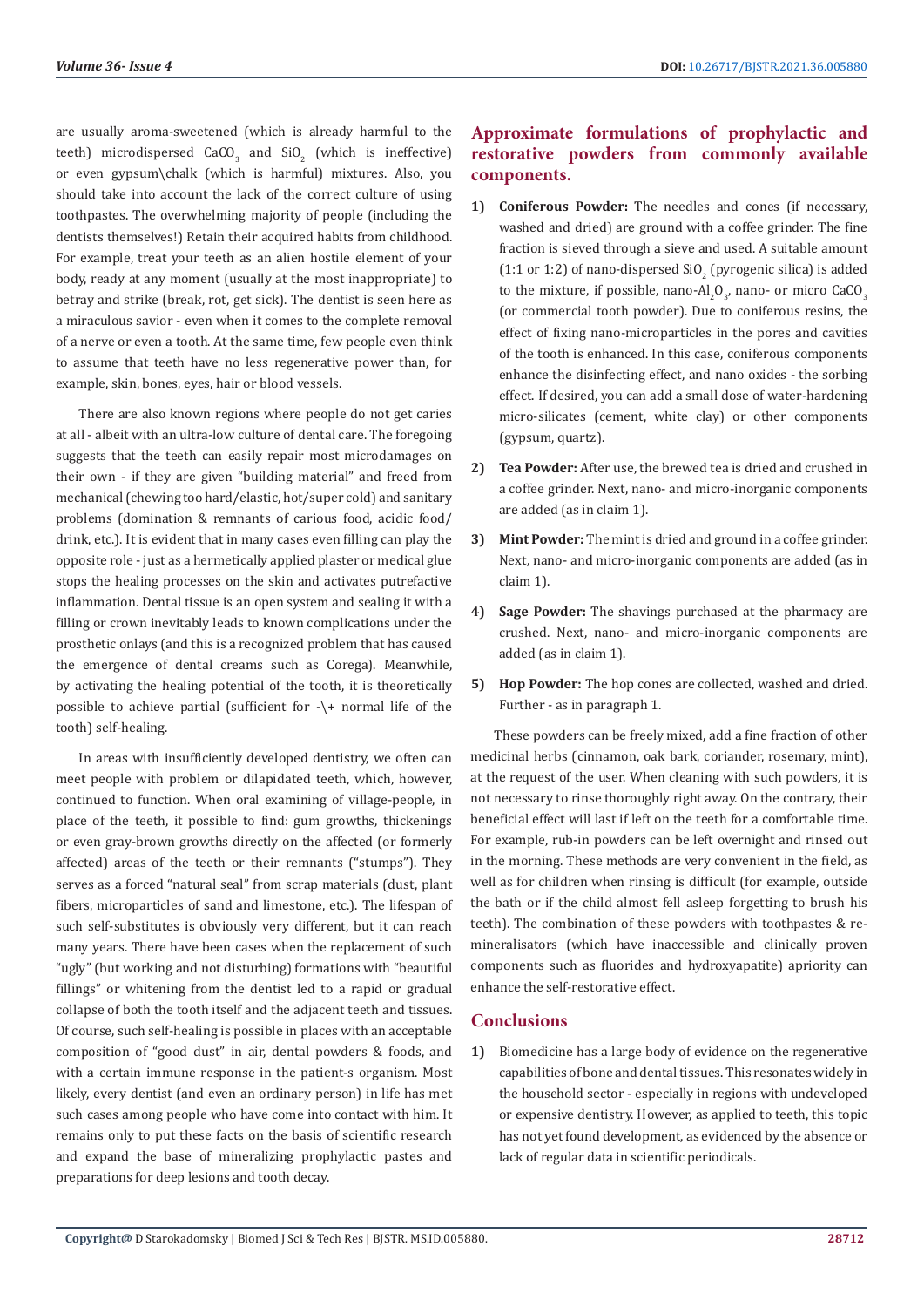are usually aroma-sweetened (which is already harmful to the teeth) microdispersed $CaCO_3$ and $SiO_2$ (which is ineffective) or even gypsum\chalk (which is harmful) mixtures. Also, you should take into account the lack of the correct culture of using toothpastes. The overwhelming majority of people (including the dentists themselves!) Retain their acquired habits from childhood. For example, treat your teeth as an alien hostile element of your body, ready at any moment (usually at the most inappropriate) to betray and strike (break, rot, get sick). The dentist is seen here as a miraculous savior - even when it comes to the complete removal of a nerve or even a tooth. At the same time, few people even think to assume that teeth have no less regenerative power than, for example, skin, bones, eyes, hair or blood vessels.

There are also known regions where people do not get caries at all - albeit with an ultra-low culture of dental care. The foregoing suggests that the teeth can easily repair most microdamages on their own - if they are given "building material" and freed from mechanical (chewing too hard/elastic, hot/super cold) and sanitary problems (domination & remnants of carious food, acidic food/drink, etc.). It is evident that in many cases even filling can play the opposite role - just as a hermetically applied plaster or medical glue stops the healing processes on the skin and activates putrefactive inflammation. Dental tissue is an open system and sealing it with a filling or crown inevitably leads to known complications under the prosthetic onlays (and this is a recognized problem that has caused the emergence of dental creams such as Corega). Meanwhile, by activating the healing potential of the tooth, it is theoretically possible to achieve partial (sufficient for -\+ normal life of the tooth) self-healing.

In areas with insufficiently developed dentistry, we often can meet people with problem or dilapidated teeth, which, however, continued to function. When oral examining of village-people, in place of the teeth, it possible to find: gum growths, thickenings or even gray-brown growths directly on the affected (or formerly affected) areas of the teeth or their remnants ("stumps"). They serves as a forced "natural seal" from scrap materials (dust, plant fibers, microparticles of sand and limestone, etc.). The lifespan of such self-substitutes is obviously very different, but it can reach many years. There have been cases when the replacement of such "ugly" (but working and not disturbing) formations with "beautiful fillings" or whitening from the dentist led to a rapid or gradual collapse of both the tooth itself and the adjacent teeth and tissues. Of course, such self-healing is possible in places with an acceptable composition of "good dust" in air, dental powders & foods, and with a certain immune response in the patient-s organism. Most likely, every dentist (and even an ordinary person) in life has met such cases among people who have come into contact with him. It remains only to put these facts on the basis of scientific research and expand the base of mineralizing prophylactic pastes and preparations for deep lesions and tooth decay.

## Approximate formulations of prophylactic and restorative powders from commonly available components.

1) **Coniferous Powder:** The needles and cones (if necessary, washed and dried) are ground with a coffee grinder. The fine fraction is sieved through a sieve and used. A suitable amount (1:1 or 1:2) of nano-dispersed $SiO_2$ (pyrogenic silica) is added to the mixture, if possible, nano-$Al_2O_3$, nano- or micro $CaCO_3$ (or commercial tooth powder). Due to coniferous resins, the effect of fixing nano-microparticles in the pores and cavities of the tooth is enhanced. In this case, coniferous components enhance the disinfecting effect, and nano oxides - the sorbing effect. If desired, you can add a small dose of water-hardening micro-silicates (cement, white clay) or other components (gypsum, quartz).
2) **Tea Powder:** After use, the brewed tea is dried and crushed in a coffee grinder. Next, nano- and micro-inorganic components are added (as in claim 1).
3) **Mint Powder:** The mint is dried and ground in a coffee grinder. Next, nano- and micro-inorganic components are added (as in claim 1).
4) **Sage Powder:** The shavings purchased at the pharmacy are crushed. Next, nano- and micro-inorganic components are added (as in claim 1).
5) **Hop Powder:** The hop cones are collected, washed and dried. Further - as in paragraph 1.

These powders can be freely mixed, add a fine fraction of other medicinal herbs (cinnamon, oak bark, coriander, rosemary, mint), at the request of the user. When cleaning with such powders, it is not necessary to rinse thoroughly right away. On the contrary, their beneficial effect will last if left on the teeth for a comfortable time. For example, rub-in powders can be left overnight and rinsed out in the morning. These methods are very convenient in the field, as well as for children when rinsing is difficult (for example, outside the bath or if the child almost fell asleep forgetting to brush his teeth). The combination of these powders with toothpastes & re-mineralisators (which have inaccessible and clinically proven components such as fluorides and hydroxyapatite) apriority can enhance the self-restorative effect.

## Conclusions

1) Biomedicine has a large body of evidence on the regenerative capabilities of bone and dental tissues. This resonates widely in the household sector - especially in regions with undeveloped or expensive dentistry. However, as applied to teeth, this topic has not yet found development, as evidenced by the absence or lack of regular data in scientific periodicals.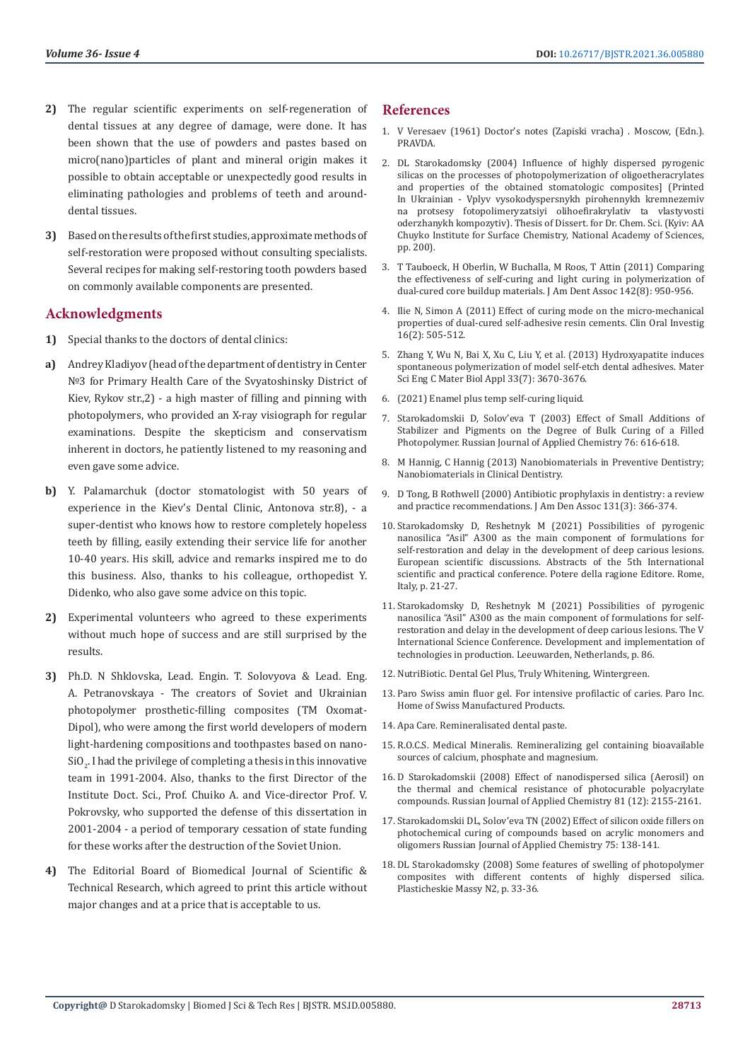2) The regular scientific experiments on self-regeneration of dental tissues at any degree of damage, were done. It has been shown that the use of powders and pastes based on micro(nano)particles of plant and mineral origin makes it possible to obtain acceptable or unexpectedly good results in eliminating pathologies and problems of teeth and around-dental tissues.

3) Based on the results of the first studies, approximate methods of self-restoration were proposed without consulting specialists. Several recipes for making self-restoring tooth powders based on commonly available components are presented.

## Acknowledgments

1) Special thanks to the doctors of dental clinics:

a) Andrey Kladiyov (head of the department of dentistry in Center №3 for Primary Health Care of the Svyatoshinsky District of Kiev, Rykov str.,2) - a high master of filling and pinning with photopolymers, who provided an X-ray visiograph for regular examinations. Despite the skepticism and conservatism inherent in doctors, he patiently listened to my reasoning and even gave some advice.

b) Y. Palamarchuk (doctor stomatologist with 50 years of experience in the Kiev's Dental Clinic, Antonova str.8), - a super-dentist who knows how to restore completely hopeless teeth by filling, easily extending their service life for another 10-40 years. His skill, advice and remarks inspired me to do this business. Also, thanks to his colleague, orthopedist Y. Didenko, who also gave some advice on this topic.

2) Experimental volunteers who agreed to these experiments without much hope of success and are still surprised by the results.

3) Ph.D. N Shklovska, Lead. Engin. T. Solovyova & Lead. Eng. A. Petranovskaya - The creators of Soviet and Ukrainian photopolymer prosthetic-filling composites (TM Oxomat-Dipol), who were among the first world developers of modern light-hardening compositions and toothpastes based on nano-$SiO_2$. I had the privilege of completing a thesis in this innovative team in 1991-2004. Also, thanks to the first Director of the Institute Doct. Sci., Prof. Chuiko A. and Vice-director Prof. V. Pokrovsky, who supported the defense of this dissertation in 2001-2004 - a period of temporary cessation of state funding for these works after the destruction of the Soviet Union.

4) The Editorial Board of Biomedical Journal of Scientific & Technical Research, which agreed to print this article without major changes and at a price that is acceptable to us.

## References

1. V Veresaev (1961) Doctor's notes (Zapiski vracha) . Moscow, (Edn.). PRAVDA.
2. DL Starokadomsky (2004) Influence of highly dispersed pyrogenic silicas on the processes of photopolymerization of oligoetheracrylates and properties of the obtained stomatologic composites] (Printed In Ukrainian - Vplyv vysokodyspersnykh pirohennykh kremnezemiv na protsesy fotopolimeryzatsiyi olihoefirakrylativ ta vlastyvosti oderzhanykh kompozytiv). Thesis of Dissert. for Dr. Chem. Sci. (Kyiv: AA Chuyko Institute for Surface Chemistry, National Academy of Sciences, pp. 200).
3. T Tauboeck, H Oberlin, W Buchalla, M Roos, T Attin (2011) Comparing the effectiveness of self-curing and light curing in polymerization of dual-cured core buildup materials. J Am Dent Assoc 142(8): 950-956.
4. Ilie N, Simon A (2011) Effect of curing mode on the micro-mechanical properties of dual-cured self-adhesive resin cements. Clin Oral Investig 16(2): 505-512.
5. Zhang Y, Wu N, Bai X, Xu C, Liu Y, et al. (2013) Hydroxyapatite induces spontaneous polymerization of model self-etch dental adhesives. Mater Sci Eng C Mater Biol Appl 33(7): 3670-3676.
6. (2021) Enamel plus temp self-curing liquid.
7. Starokadomskii D, Solov'eva T (2003) Effect of Small Additions of Stabilizer and Pigments on the Degree of Bulk Curing of a Filled Photopolymer. Russian Journal of Applied Chemistry 76: 616-618.
8. M Hannig, C Hannig (2013) Nanobiomaterials in Preventive Dentistry; Nanobiomaterials in Clinical Dentistry.
9. D Tong, B Rothwell (2000) Antibiotic prophylaxis in dentistry: a review and practice recommendations. J Am Den Assoc 131(3): 366-374.
10. Starokadomsky D, Reshetnyk M (2021) Possibilities of pyrogenic nanosilica "Asil" A300 as the main component of formulations for self-restoration and delay in the development of deep carious lesions. European scientific discussions. Abstracts of the 5th International scientific and practical conference. Potere della ragione Editore. Rome, Italy, p. 21-27.
11. Starokadomsky D, Reshetnyk M (2021) Possibilities of pyrogenic nanosilica "Asil" A300 as the main component of formulations for self-restoration and delay in the development of deep carious lesions. The V International Science Conference. Development and implementation of technologies in production. Leeuwarden, Netherlands, p. 86.
12. NutriBiotic. Dental Gel Plus, Truly Whitening, Wintergreen.
13. Paro Swiss amin fluor gel. For intensive profilactic of caries. Paro Inc. Home of Swiss Manufactured Products.
14. Apa Care. Remineralisated dental paste.
15. R.O.C.S. Medical Mineralis. Remineralizing gel containing bioavailable sources of calcium, phosphate and magnesium.
16. D Starokadomskii (2008) Effect of nanodispersed silica (Aerosil) on the thermal and chemical resistance of photocurable polyacrylate compounds. Russian Journal of Applied Chemistry 81 (12): 2155-2161.
17. Starokadomskii DL, Solov'eva TN (2002) Effect of silicon oxide fillers on photochemical curing of compounds based on acrylic monomers and oligomers Russian Journal of Applied Chemistry 75: 138-141.
18. DL Starokadomsky (2008) Some features of swelling of photopolymer composites with different contents of highly dispersed silica. Plasticheskie Massy N2, p. 33-36.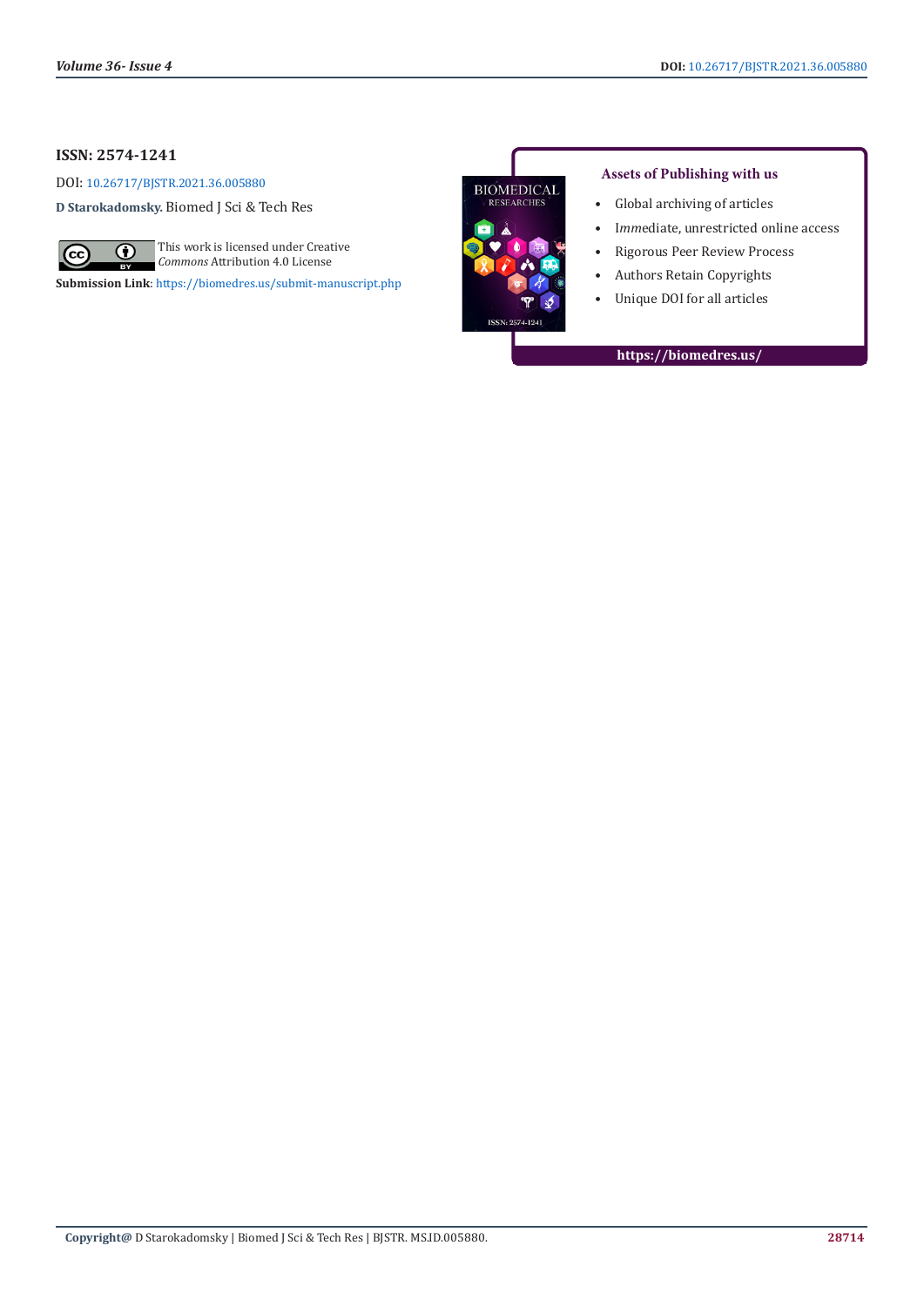**ISSN: 2574-1241**

DOI: 10.26717/BJSTR.2021.36.005880

**D Starokadomsky.** Biomed J Sci & Tech Res

This work is licensed under Creative *Commons* Attribution 4.0 License

**Submission Link**: https://biomedres.us/submit-manuscript.php

### Assets of Publishing with us

- Global archiving of articles
- Immediate, unrestricted online access
- Rigorous Peer Review Process
- Authors Retain Copyrights
- Unique DOI for all articles

**https://biomedres.us/**